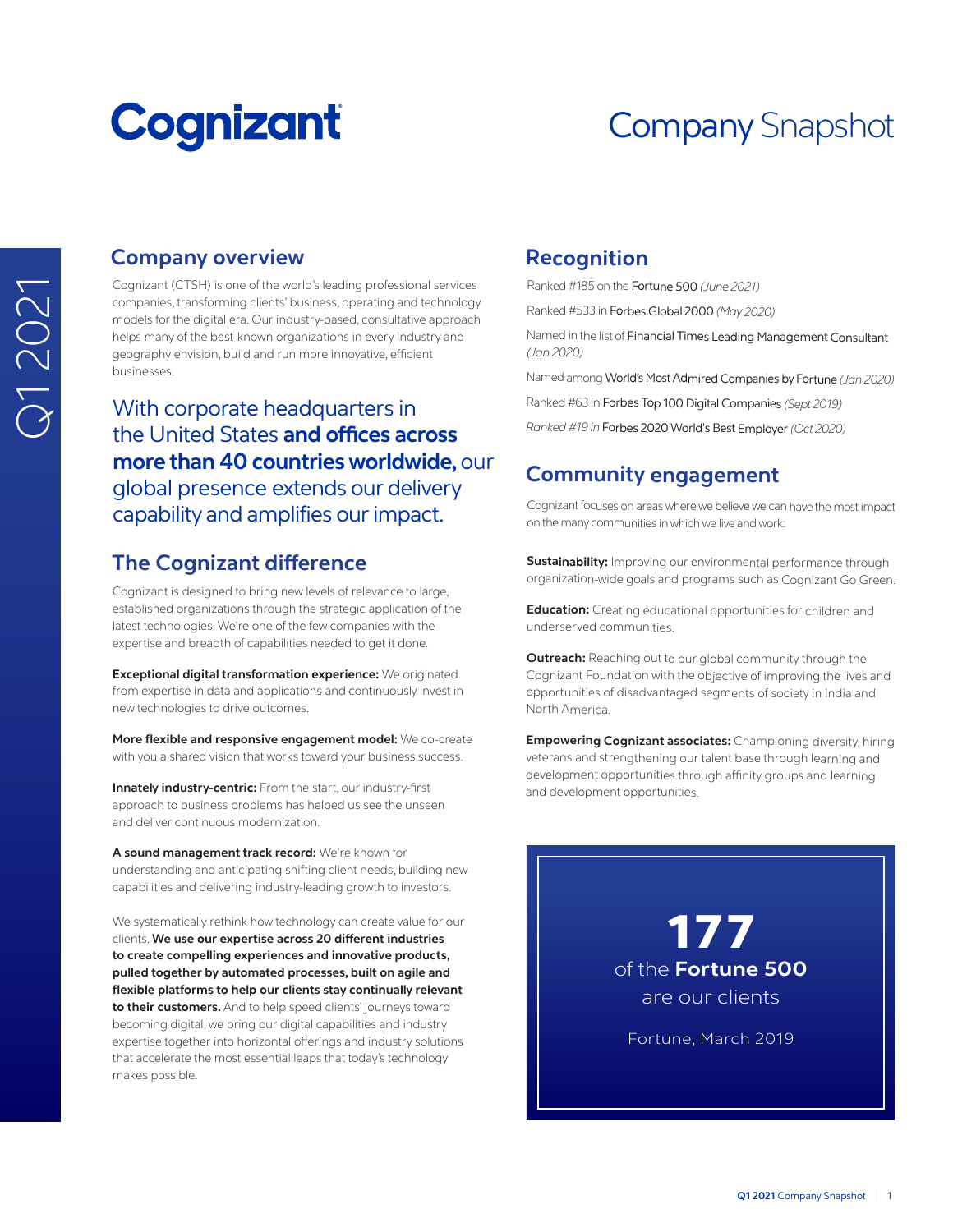# Cognizant

# Company Snapshot

Q1 2021

## Company overview

Cognizant (CTSH) is one of the world's leading professional services companies, transforming clients' business, operating and technology models for the digital era. Our industry-based, consultative approach helps many of the best-known organizations in every industry and geography envision, build and run more innovative, efficient businesses.

With corporate headquarters in the United States **and offices across more than 40 countries worldwide,** our global presence extends our delivery capability and amplifies our impact.

## The Cognizant difference

Cognizant is designed to bring new levels of relevance to large, established organizations through the strategic application of the latest technologies. We're one of the few companies with the expertise and breadth of capabilities needed to get it done.

**Exceptional digital transformation experience:** We originated from expertise in data and applications and continuously invest in new technologies to drive outcomes.

**More flexible and responsive engagement model:** We co-create with you a shared vision that works toward your business success.

**Innately industry-centric:** From the start, our industry-first approach to business problems has helped us see the unseen and deliver continuous modernization.

**A sound management track record:** We're known for understanding and anticipating shifting client needs, building new capabilities and delivering industry-leading growth to investors.

We systematically rethink how technology can create value for our clients. **We use our expertise across 20 different industries to create compelling experiences and innovative products, pulled together by automated processes, built on agile and flexible platforms to help our clients stay continually relevant to their customers.** And to help speed clients' journeys toward becoming digital, we bring our digital capabilities and industry expertise together into horizontal offerings and industry solutions that accelerate the most essential leaps that today's technology makes possible.

## Recognition

Ranked #185 on the Fortune 500 *(June 2021)*

Ranked #533 in Forbes Global 2000 *(May 2020)*

Named in the list of Financial Times Leading Management Consultant *(Jan 2020)*

Named among World's Most Admired Companies by Fortune *(Jan 2020)*

Ranked #63 in Forbes Top 100 Digital Companies *(Sept 2019)*

*Ranked #19 in* Forbes 2020 World's Best Employer *(Oct 2020)*

## Community engagement

Cognizant focuses on areas where we believe we can have the most impact on the many communities in which we live and work:

**Sustainability:** Improving our environmental performance through organization-wide goals and programs such as Cognizant Go Green.

**Education:** Creating educational opportunities for children and underserved communities.

**Outreach:** Reaching out to our global community through the Cognizant Foundation with the objective of improving the lives and opportunities of disadvantaged segments of society in India and North America.

**Empowering Cognizant associates:** Championing diversity, hiring veterans and strengthening our talent base through learning and development opportunities through affinity groups and learning and development opportunities.

**177**
of the **Fortune 500**
are our clients

Fortune, March 2019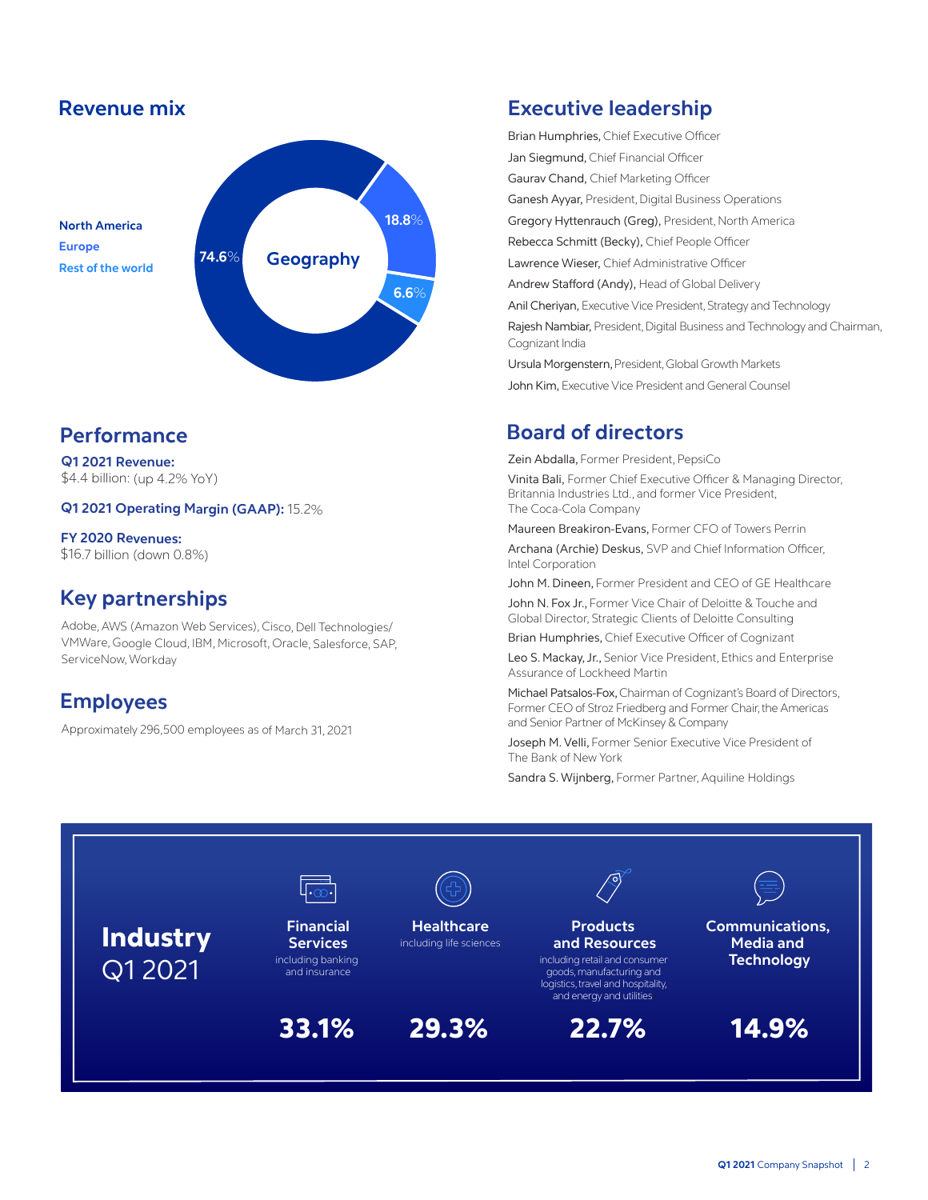## Revenue mix

North America
Europe
Rest of the world

Geography

74.6%
18.8%
6.6%

## Performance

**Q1 2021 Revenue:**
$4.4 billion: (up 4.2% YoY)

**Q1 2021 Operating Margin (GAAP):** 15.2%

**FY 2020 Revenues:**
$16.7 billion (down 0.8%)

## Key partnerships

Adobe, AWS (Amazon Web Services), Cisco, Dell Technologies/VMWare, Google Cloud, IBM, Microsoft, Oracle, Salesforce, SAP, ServiceNow, Workday

## Employees

Approximately 296,500 employees as of March 31, 2021

## Executive leadership

Brian Humphries, Chief Executive Officer

Jan Siegmund, Chief Financial Officer

Gaurav Chand, Chief Marketing Officer

Ganesh Ayyar, President, Digital Business Operations

Gregory Hyttenrauch (Greg), President, North America

Rebecca Schmitt (Becky), Chief People Officer

Lawrence Wieser, Chief Administrative Officer

Andrew Stafford (Andy), Head of Global Delivery

Anil Cheriyan, Executive Vice President, Strategy and Technology

Rajesh Nambiar, President, Digital Business and Technology and Chairman, Cognizant India

Ursula Morgenstern, President, Global Growth Markets

John Kim, Executive Vice President and General Counsel

## Board of directors

Zein Abdalla, Former President, PepsiCo

Vinita Bali, Former Chief Executive Officer & Managing Director, Britannia Industries Ltd., and former Vice President, The Coca-Cola Company

Maureen Breakiron-Evans, Former CFO of Towers Perrin

Archana (Archie) Deskus, SVP and Chief Information Officer, Intel Corporation

John M. Dineen, Former President and CEO of GE Healthcare

John N. Fox Jr., Former Vice Chair of Deloitte & Touche and Global Director, Strategic Clients of Deloitte Consulting

Brian Humphries, Chief Executive Officer of Cognizant

Leo S. Mackay, Jr., Senior Vice President, Ethics and Enterprise Assurance of Lockheed Martin

Michael Patsalos-Fox, Chairman of Cognizant's Board of Directors, Former CEO of Stroz Friedberg and Former Chair, the Americas and Senior Partner of McKinsey & Company

Joseph M. Velli, Former Senior Executive Vice President of The Bank of New York

Sandra S. Wijnberg, Former Partner, Aquiline Holdings

## Industry Q1 2021

**Financial Services**
including banking and insurance
**33.1%**

**Healthcare**
including life sciences
**29.3%**

**Products and Resources**
including retail and consumer goods, manufacturing and logistics, travel and hospitality, and energy and utilities
**22.7%**

**Communications, Media and Technology**
**14.9%**